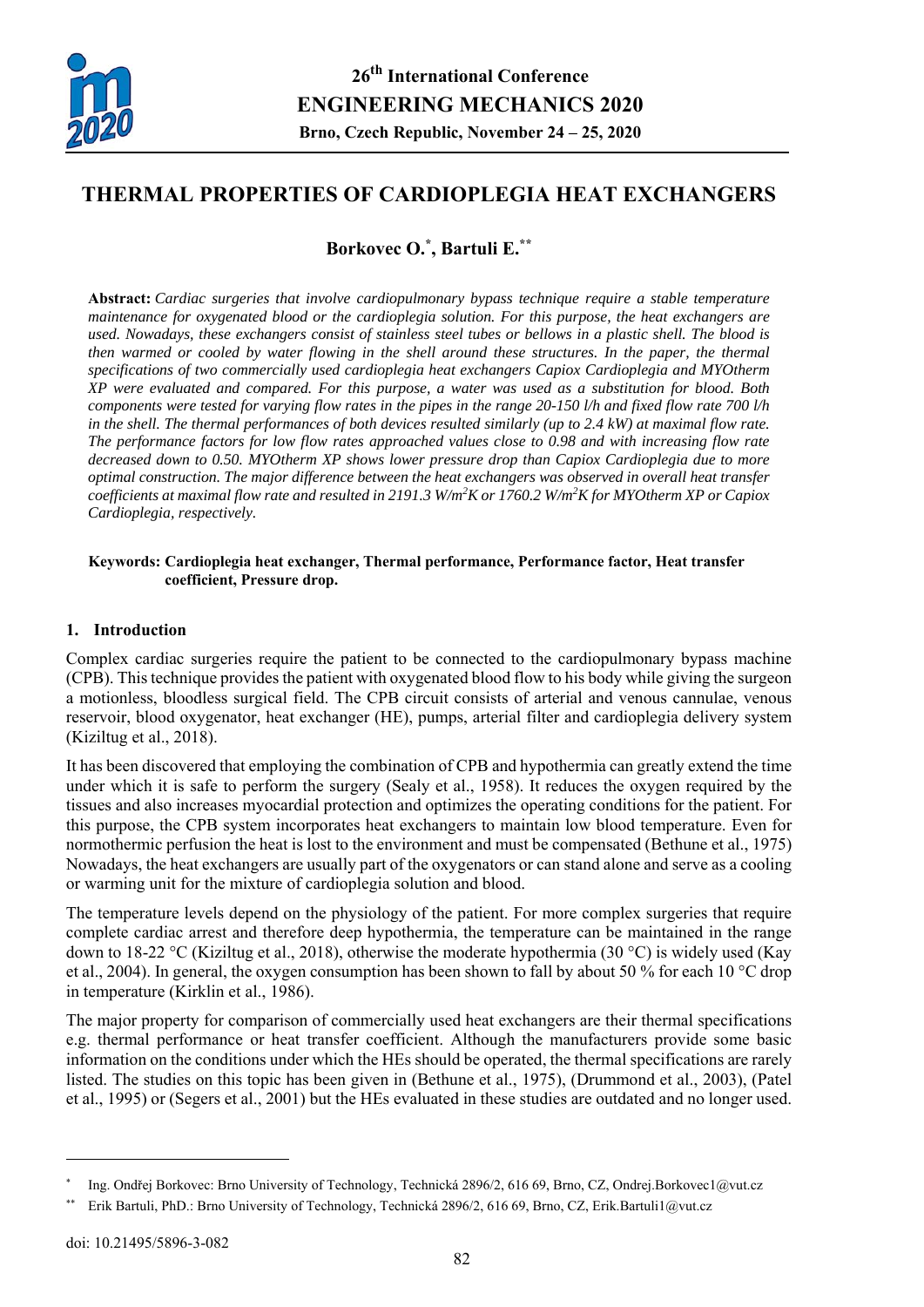# THERMAL PROPERTIES OF CARDIOPLEGIA HEAT EXCHANGERS

**Borkovec O.[*], Bartuli E.[**]**

**Abstract:** *Cardiac surgeries that involve cardiopulmonary bypass technique require a stable temperature maintenance for oxygenated blood or the cardioplegia solution. For this purpose, the heat exchangers are used. Nowadays, these exchangers consist of stainless steel tubes or bellows in a plastic shell. The blood is then warmed or cooled by water flowing in the shell around these structures. In the paper, the thermal specifications of two commercially used cardioplegia heat exchangers Capiox Cardioplegia and MYOtherm XP were evaluated and compared. For this purpose, a water was used as a substitution for blood. Both components were tested for varying flow rates in the pipes in the range 20-150 l/h and fixed flow rate 700 l/h in the shell. The thermal performances of both devices resulted similarly (up to 2.4 kW) at maximal flow rate. The performance factors for low flow rates approached values close to 0.98 and with increasing flow rate decreased down to 0.50. MYOtherm XP shows lower pressure drop than Capiox Cardioplegia due to more optimal construction. The major difference between the heat exchangers was observed in overall heat transfer coefficients at maximal flow rate and resulted in 2191.3 W/m$^2$K or 1760.2 W/m$^2$K for MYOtherm XP or Capiox Cardioplegia, respectively.*

**Keywords: Cardioplegia heat exchanger, Thermal performance, Performance factor, Heat transfer coefficient, Pressure drop.**

## 1. Introduction

Complex cardiac surgeries require the patient to be connected to the cardiopulmonary bypass machine (CPB). This technique provides the patient with oxygenated blood flow to his body while giving the surgeon a motionless, bloodless surgical field. The CPB circuit consists of arterial and venous cannulae, venous reservoir, blood oxygenator, heat exchanger (HE), pumps, arterial filter and cardioplegia delivery system (Kiziltug et al., 2018).

It has been discovered that employing the combination of CPB and hypothermia can greatly extend the time under which it is safe to perform the surgery (Sealy et al., 1958). It reduces the oxygen required by the tissues and also increases myocardial protection and optimizes the operating conditions for the patient. For this purpose, the CPB system incorporates heat exchangers to maintain low blood temperature. Even for normothermic perfusion the heat is lost to the environment and must be compensated (Bethune et al., 1975) Nowadays, the heat exchangers are usually part of the oxygenators or can stand alone and serve as a cooling or warming unit for the mixture of cardioplegia solution and blood.

The temperature levels depend on the physiology of the patient. For more complex surgeries that require complete cardiac arrest and therefore deep hypothermia, the temperature can be maintained in the range down to 18-22 °C (Kiziltug et al., 2018), otherwise the moderate hypothermia (30 °C) is widely used (Kay et al., 2004). In general, the oxygen consumption has been shown to fall by about 50 % for each 10 °C drop in temperature (Kirklin et al., 1986).

The major property for comparison of commercially used heat exchangers are their thermal specifications e.g. thermal performance or heat transfer coefficient. Although the manufacturers provide some basic information on the conditions under which the HEs should be operated, the thermal specifications are rarely listed. The studies on this topic has been given in (Bethune et al., 1975), (Drummond et al., 2003), (Patel et al., 1995) or (Segers et al., 2001) but the HEs evaluated in these studies are outdated and no longer used.

---

[*] Ing. Ondřej Borkovec: Brno University of Technology, Technická 2896/2, 616 69, Brno, CZ, Ondrej.Borkovec1@vut.cz

[**] Erik Bartuli, PhD.: Brno University of Technology, Technická 2896/2, 616 69, Brno, CZ, Erik.Bartuli1@vut.cz

doi: 10.21495/5896-3-082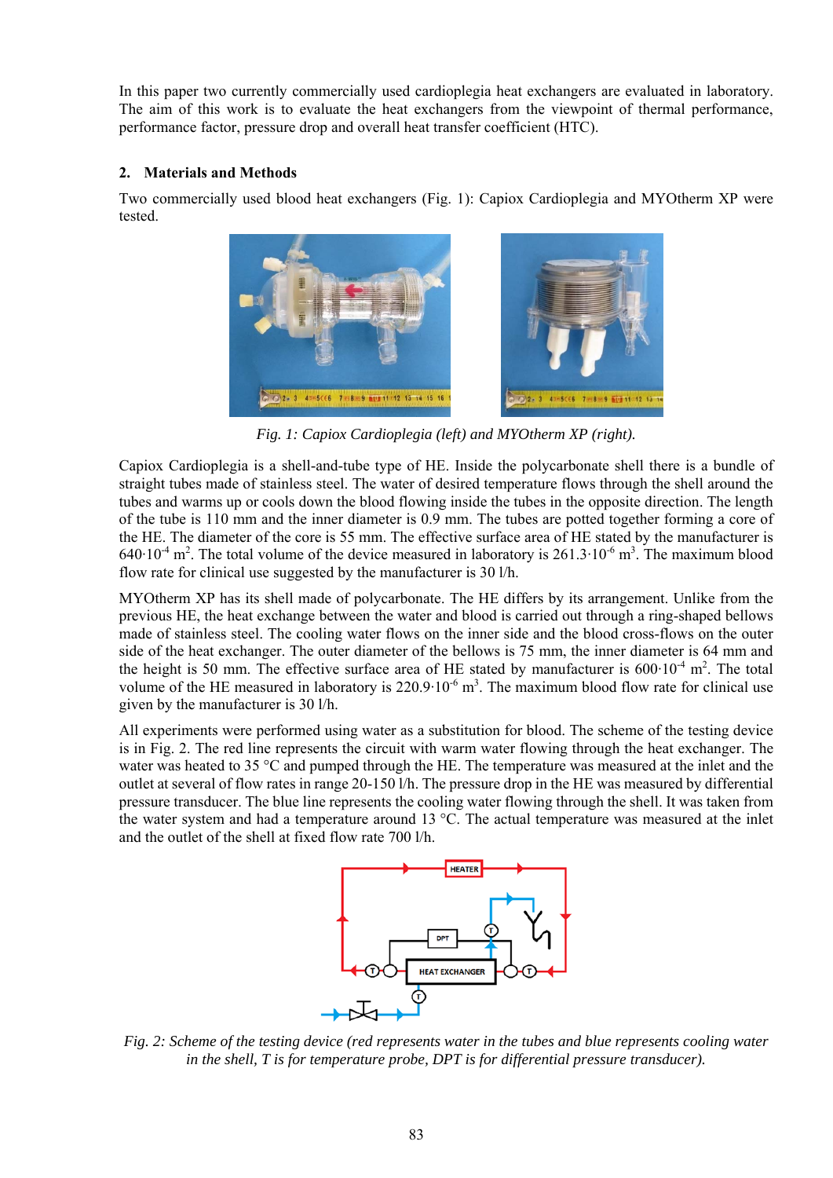In this paper two currently commercially used cardioplegia heat exchangers are evaluated in laboratory. The aim of this work is to evaluate the heat exchangers from the viewpoint of thermal performance, performance factor, pressure drop and overall heat transfer coefficient (HTC).

## 2. Materials and Methods

Two commercially used blood heat exchangers (Fig. 1): Capiox Cardioplegia and MYOtherm XP were tested.

*Fig. 1: Capiox Cardioplegia (left) and MYOtherm XP (right).*

Capiox Cardioplegia is a shell-and-tube type of HE. Inside the polycarbonate shell there is a bundle of straight tubes made of stainless steel. The water of desired temperature flows through the shell around the tubes and warms up or cools down the blood flowing inside the tubes in the opposite direction. The length of the tube is 110 mm and the inner diameter is 0.9 mm. The tubes are potted together forming a core of the HE. The diameter of the core is 55 mm. The effective surface area of HE stated by the manufacturer is $640{\cdot}10^{-4}$ m$^2$. The total volume of the device measured in laboratory is $261.3{\cdot}10^{-6}$ m$^3$. The maximum blood flow rate for clinical use suggested by the manufacturer is 30 l/h.

MYOtherm XP has its shell made of polycarbonate. The HE differs by its arrangement. Unlike from the previous HE, the heat exchange between the water and blood is carried out through a ring-shaped bellows made of stainless steel. The cooling water flows on the inner side and the blood cross-flows on the outer side of the heat exchanger. The outer diameter of the bellows is 75 mm, the inner diameter is 64 mm and the height is 50 mm. The effective surface area of HE stated by manufacturer is $600{\cdot}10^{-4}$ m$^2$. The total volume of the HE measured in laboratory is $220.9{\cdot}10^{-6}$ m$^3$. The maximum blood flow rate for clinical use given by the manufacturer is 30 l/h.

All experiments were performed using water as a substitution for blood. The scheme of the testing device is in Fig. 2. The red line represents the circuit with warm water flowing through the heat exchanger. The water was heated to 35 °C and pumped through the HE. The temperature was measured at the inlet and the outlet at several of flow rates in range 20-150 l/h. The pressure drop in the HE was measured by differential pressure transducer. The blue line represents the cooling water flowing through the shell. It was taken from the water system and had a temperature around 13 °C. The actual temperature was measured at the inlet and the outlet of the shell at fixed flow rate 700 l/h.

*Fig. 2: Scheme of the testing device (red represents water in the tubes and blue represents cooling water in the shell, T is for temperature probe, DPT is for differential pressure transducer).*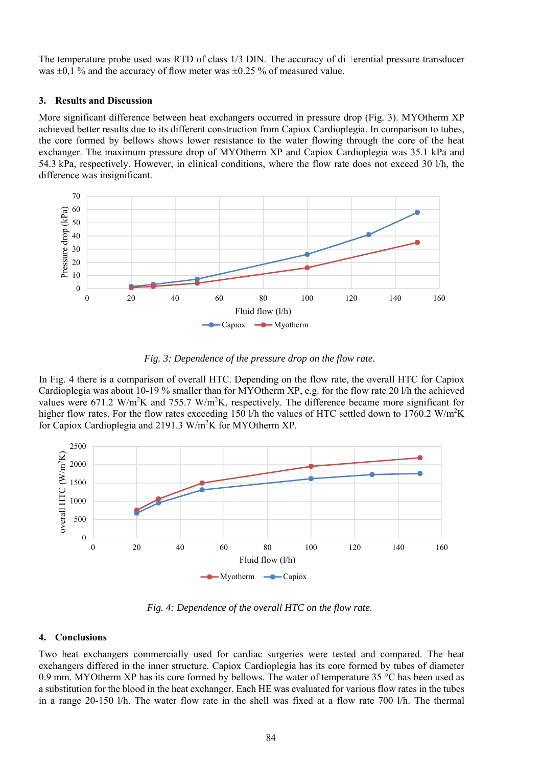The temperature probe used was RTD of class 1/3 DIN. The accuracy of differential pressure transducer was ±0,1 % and the accuracy of flow meter was ±0.25 % of measured value.

## 3. Results and Discussion

More significant difference between heat exchangers occurred in pressure drop (Fig. 3). MYOtherm XP achieved better results due to its different construction from Capiox Cardioplegia. In comparison to tubes, the core formed by bellows shows lower resistance to the water flowing through the core of the heat exchanger. The maximum pressure drop of MYOtherm XP and Capiox Cardioplegia was 35.1 kPa and 54.3 kPa, respectively. However, in clinical conditions, where the flow rate does not exceed 30 l/h, the difference was insignificant.

*Fig. 3: Dependence of the pressure drop on the flow rate.*

In Fig. 4 there is a comparison of overall HTC. Depending on the flow rate, the overall HTC for Capiox Cardioplegia was about 10-19 % smaller than for MYOtherm XP, e.g. for the flow rate 20 l/h the achieved values were 671.2 $W/m^2K$ and 755.7 $W/m^2K$, respectively. The difference became more significant for higher flow rates. For the flow rates exceeding 150 l/h the values of HTC settled down to 1760.2 $W/m^2K$ for Capiox Cardioplegia and 2191.3 $W/m^2K$ for MYOtherm XP.

*Fig. 4: Dependence of the overall HTC on the flow rate.*

## 4. Conclusions

Two heat exchangers commercially used for cardiac surgeries were tested and compared. The heat exchangers differed in the inner structure. Capiox Cardioplegia has its core formed by tubes of diameter 0.9 mm. MYOtherm XP has its core formed by bellows. The water of temperature 35 °C has been used as a substitution for the blood in the heat exchanger. Each HE was evaluated for various flow rates in the tubes in a range 20-150 l/h. The water flow rate in the shell was fixed at a flow rate 700 l/h. The thermal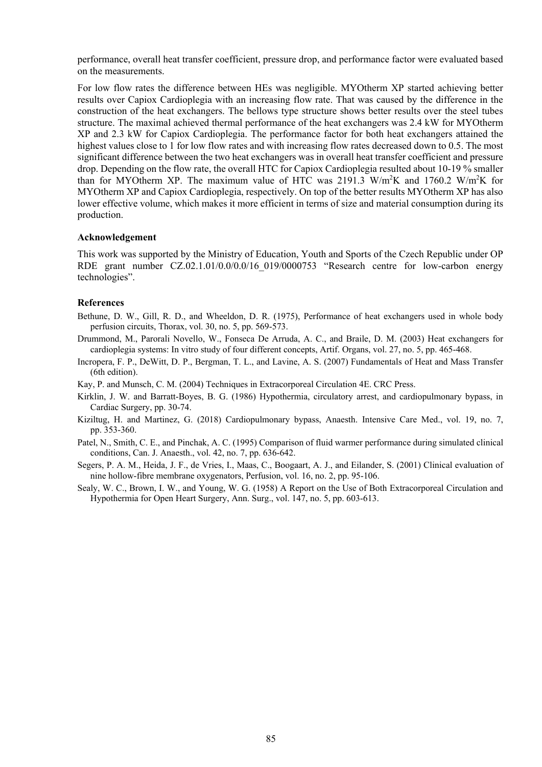performance, overall heat transfer coefficient, pressure drop, and performance factor were evaluated based on the measurements.

For low flow rates the difference between HEs was negligible. MYOtherm XP started achieving better results over Capiox Cardioplegia with an increasing flow rate. That was caused by the difference in the construction of the heat exchangers. The bellows type structure shows better results over the steel tubes structure. The maximal achieved thermal performance of the heat exchangers was 2.4 kW for MYOtherm XP and 2.3 kW for Capiox Cardioplegia. The performance factor for both heat exchangers attained the highest values close to 1 for low flow rates and with increasing flow rates decreased down to 0.5. The most significant difference between the two heat exchangers was in overall heat transfer coefficient and pressure drop. Depending on the flow rate, the overall HTC for Capiox Cardioplegia resulted about 10-19 % smaller than for MYOtherm XP. The maximum value of HTC was 2191.3 $W/m^2K$ and 1760.2 $W/m^2K$ for MYOtherm XP and Capiox Cardioplegia, respectively. On top of the better results MYOtherm XP has also lower effective volume, which makes it more efficient in terms of size and material consumption during its production.

### Acknowledgement

This work was supported by the Ministry of Education, Youth and Sports of the Czech Republic under OP RDE grant number CZ.02.1.01/0.0/0.0/16_019/0000753 "Research centre for low-carbon energy technologies".

### References

Bethune, D. W., Gill, R. D., and Wheeldon, D. R. (1975), Performance of heat exchangers used in whole body perfusion circuits, Thorax, vol. 30, no. 5, pp. 569-573.

Drummond, M., Parorali Novello, W., Fonseca De Arruda, A. C., and Braile, D. M. (2003) Heat exchangers for cardioplegia systems: In vitro study of four different concepts, Artif. Organs, vol. 27, no. 5, pp. 465-468.

Incropera, F. P., DeWitt, D. P., Bergman, T. L., and Lavine, A. S. (2007) Fundamentals of Heat and Mass Transfer (6th edition).

Kay, P. and Munsch, C. M. (2004) Techniques in Extracorporeal Circulation 4E. CRC Press.

Kirklin, J. W. and Barratt-Boyes, B. G. (1986) Hypothermia, circulatory arrest, and cardiopulmonary bypass, in Cardiac Surgery, pp. 30-74.

Kiziltug, H. and Martinez, G. (2018) Cardiopulmonary bypass, Anaesth. Intensive Care Med., vol. 19, no. 7, pp. 353-360.

Patel, N., Smith, C. E., and Pinchak, A. C. (1995) Comparison of fluid warmer performance during simulated clinical conditions, Can. J. Anaesth., vol. 42, no. 7, pp. 636-642.

Segers, P. A. M., Heida, J. F., de Vries, I., Maas, C., Boogaart, A. J., and Eilander, S. (2001) Clinical evaluation of nine hollow-fibre membrane oxygenators, Perfusion, vol. 16, no. 2, pp. 95-106.

Sealy, W. C., Brown, I. W., and Young, W. G. (1958) A Report on the Use of Both Extracorporeal Circulation and Hypothermia for Open Heart Surgery, Ann. Surg., vol. 147, no. 5, pp. 603-613.